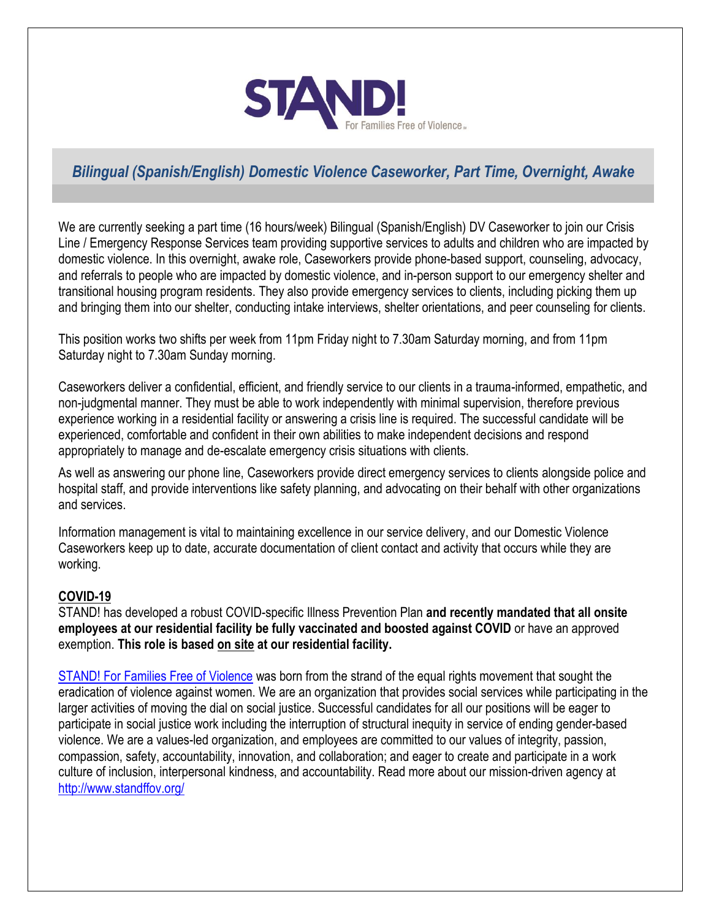STAND!

For Families Free of Violence

## *Bilingual (Spanish/English) Domestic Violence Caseworker, Part Time, Overnight, Awake*

We are currently seeking a part time (16 hours/week) Bilingual (Spanish/English) DV Caseworker to join our Crisis Line / Emergency Response Services team providing supportive services to adults and children who are impacted by domestic violence. In this overnight, awake role, Caseworkers provide phone-based support, counseling, advocacy, and referrals to people who are impacted by domestic violence, and in-person support to our emergency shelter and transitional housing program residents. They also provide emergency services to clients, including picking them up and bringing them into our shelter, conducting intake interviews, shelter orientations, and peer counseling for clients.

This position works two shifts per week from 11pm Friday night to 7.30am Saturday morning, and from 11pm Saturday night to 7.30am Sunday morning.

Caseworkers deliver a confidential, efficient, and friendly service to our clients in a trauma-informed, empathetic, and non-judgmental manner. They must be able to work independently with minimal supervision, therefore previous experience working in a residential facility or answering a crisis line is required. The successful candidate will be experienced, comfortable and confident in their own abilities to make independent decisions and respond appropriately to manage and de-escalate emergency crisis situations with clients.

As well as answering our phone line, Caseworkers provide direct emergency services to clients alongside police and hospital staff, and provide interventions like safety planning, and advocating on their behalf with other organizations and services.

Information management is vital to maintaining excellence in our service delivery, and our Domestic Violence Caseworkers keep up to date, accurate documentation of client contact and activity that occurs while they are working.

### COVID-19

STAND! has developed a robust COVID-specific Illness Prevention Plan **and recently mandated that all onsite employees at our residential facility be fully vaccinated and boosted against COVID** or have an approved exemption. **This role is based on site at our residential facility.**

STAND! For Families Free of Violence was born from the strand of the equal rights movement that sought the eradication of violence against women. We are an organization that provides social services while participating in the larger activities of moving the dial on social justice. Successful candidates for all our positions will be eager to participate in social justice work including the interruption of structural inequity in service of ending gender-based violence. We are a values-led organization, and employees are committed to our values of integrity, passion, compassion, safety, accountability, innovation, and collaboration; and eager to create and participate in a work culture of inclusion, interpersonal kindness, and accountability. Read more about our mission-driven agency at http://www.standffov.org/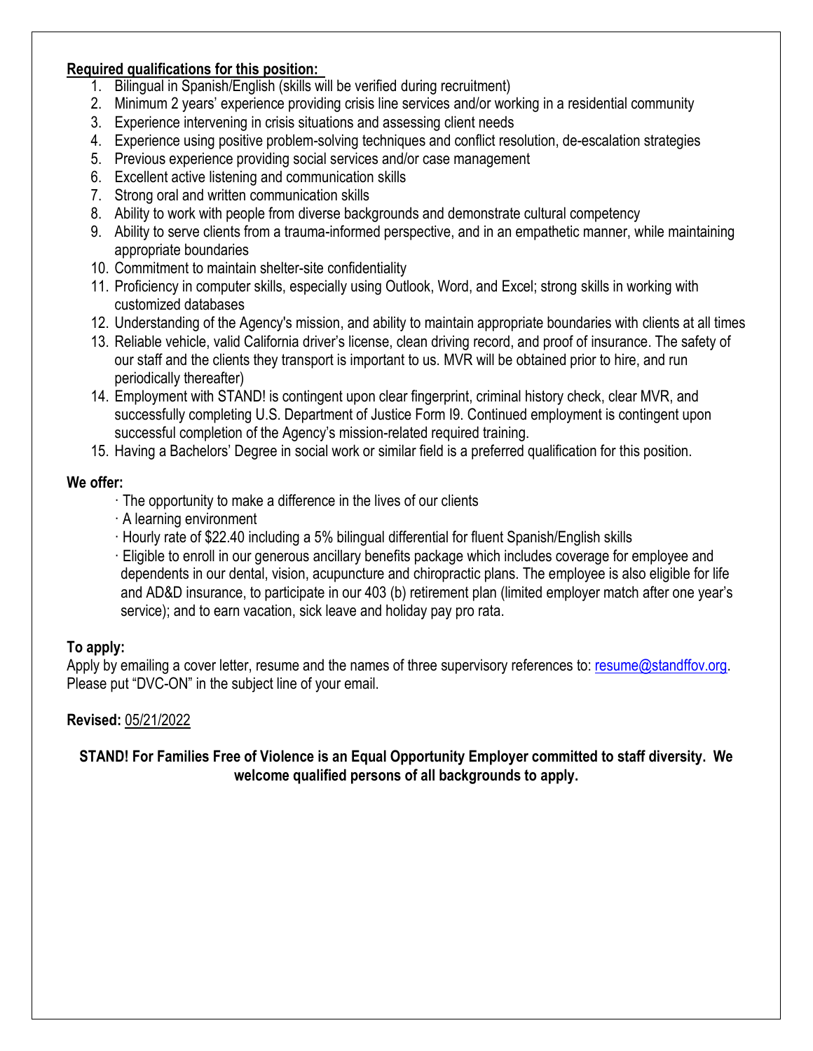**Required qualifications for this position:**

1. Bilingual in Spanish/English (skills will be verified during recruitment)
2. Minimum 2 years' experience providing crisis line services and/or working in a residential community
3. Experience intervening in crisis situations and assessing client needs
4. Experience using positive problem-solving techniques and conflict resolution, de-escalation strategies
5. Previous experience providing social services and/or case management
6. Excellent active listening and communication skills
7. Strong oral and written communication skills
8. Ability to work with people from diverse backgrounds and demonstrate cultural competency
9. Ability to serve clients from a trauma-informed perspective, and in an empathetic manner, while maintaining appropriate boundaries
10. Commitment to maintain shelter-site confidentiality
11. Proficiency in computer skills, especially using Outlook, Word, and Excel; strong skills in working with customized databases
12. Understanding of the Agency's mission, and ability to maintain appropriate boundaries with clients at all times
13. Reliable vehicle, valid California driver's license, clean driving record, and proof of insurance. The safety of our staff and the clients they transport is important to us. MVR will be obtained prior to hire, and run periodically thereafter)
14. Employment with STAND! is contingent upon clear fingerprint, criminal history check, clear MVR, and successfully completing U.S. Department of Justice Form I9. Continued employment is contingent upon successful completion of the Agency's mission-related required training.
15. Having a Bachelors' Degree in social work or similar field is a preferred qualification for this position.

**We offer:**

· The opportunity to make a difference in the lives of our clients
· A learning environment
· Hourly rate of $22.40 including a 5% bilingual differential for fluent Spanish/English skills
· Eligible to enroll in our generous ancillary benefits package which includes coverage for employee and dependents in our dental, vision, acupuncture and chiropractic plans. The employee is also eligible for life and AD&D insurance, to participate in our 403 (b) retirement plan (limited employer match after one year's service); and to earn vacation, sick leave and holiday pay pro rata.

**To apply:**

Apply by emailing a cover letter, resume and the names of three supervisory references to: resume@standffov.org. Please put "DVC-ON" in the subject line of your email.

**Revised:** 05/21/2022

**STAND! For Families Free of Violence is an Equal Opportunity Employer committed to staff diversity. We welcome qualified persons of all backgrounds to apply.**